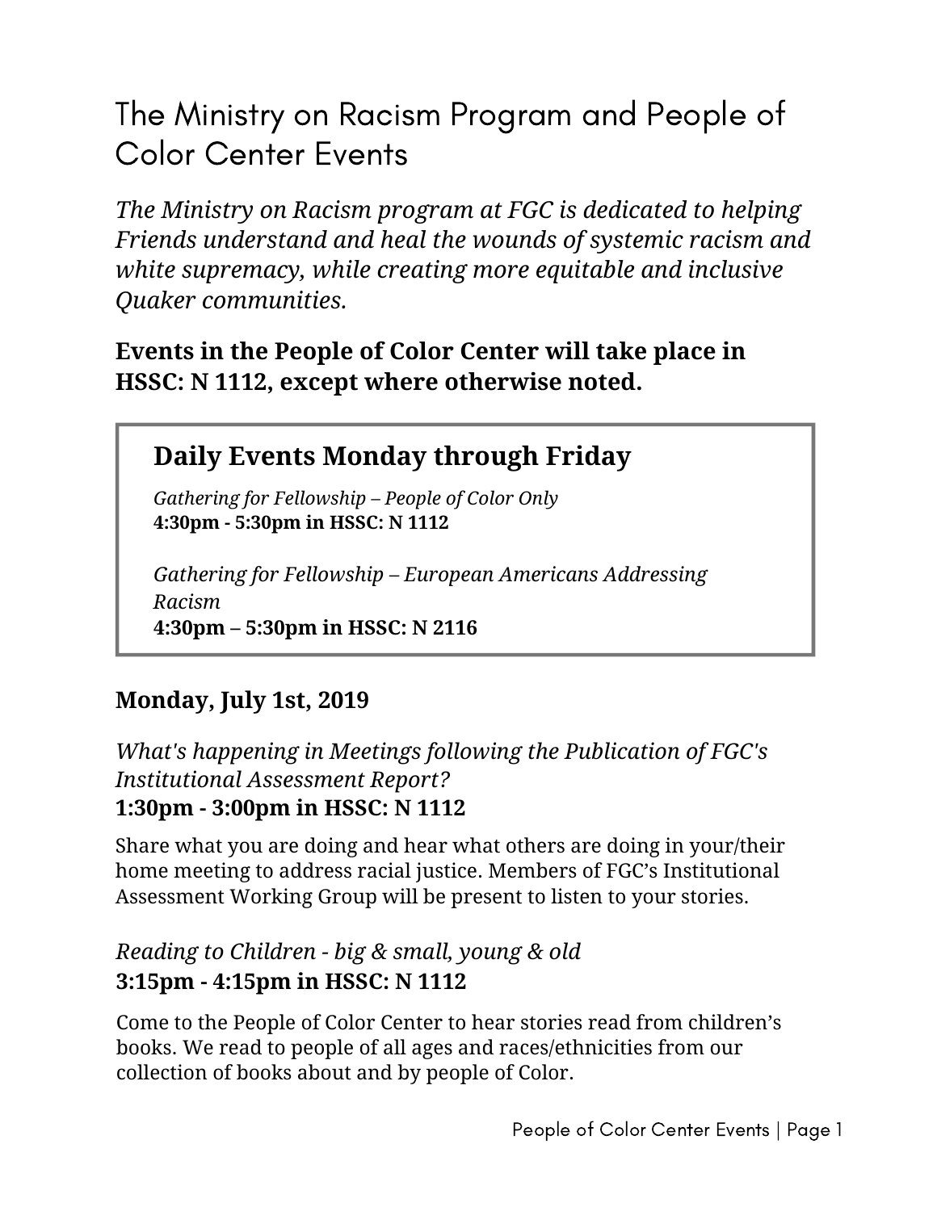# The Ministry on Racism Program and People of Color Center Events

*The Ministry on Racism program at FGC is dedicated to helping Friends understand and heal the wounds of systemic racism and white supremacy, while creating more equitable and inclusive Quaker communities.*

**Events in the People of Color Center will take place in HSSC: N 1112, except where otherwise noted.**

## Daily Events Monday through Friday

*Gathering for Fellowship – People of Color Only*
**4:30pm - 5:30pm in HSSC: N 1112**

*Gathering for Fellowship – European Americans Addressing Racism*
**4:30pm – 5:30pm in HSSC: N 2116**

### Monday, July 1st, 2019

*What's happening in Meetings following the Publication of FGC's Institutional Assessment Report?*
**1:30pm - 3:00pm in HSSC: N 1112**

Share what you are doing and hear what others are doing in your/their home meeting to address racial justice. Members of FGC's Institutional Assessment Working Group will be present to listen to your stories.

*Reading to Children - big & small, young & old*
**3:15pm - 4:15pm in HSSC: N 1112**

Come to the People of Color Center to hear stories read from children's books. We read to people of all ages and races/ethnicities from our collection of books about and by people of Color.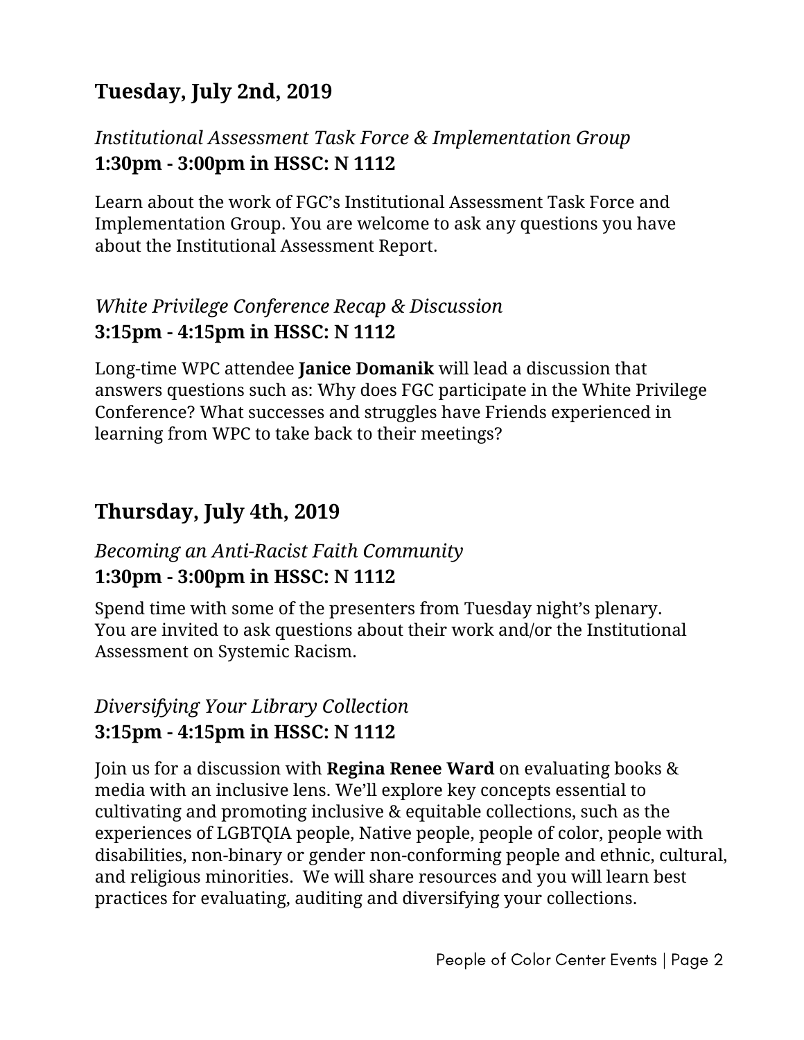## Tuesday, July 2nd, 2019

*Institutional Assessment Task Force & Implementation Group*
**1:30pm - 3:00pm in HSSC: N 1112**

Learn about the work of FGC's Institutional Assessment Task Force and Implementation Group. You are welcome to ask any questions you have about the Institutional Assessment Report.

*White Privilege Conference Recap & Discussion*
**3:15pm - 4:15pm in HSSC: N 1112**

Long-time WPC attendee **Janice Domanik** will lead a discussion that answers questions such as: Why does FGC participate in the White Privilege Conference? What successes and struggles have Friends experienced in learning from WPC to take back to their meetings?

## Thursday, July 4th, 2019

*Becoming an Anti-Racist Faith Community*
**1:30pm - 3:00pm in HSSC: N 1112**

Spend time with some of the presenters from Tuesday night's plenary. You are invited to ask questions about their work and/or the Institutional Assessment on Systemic Racism.

*Diversifying Your Library Collection*
**3:15pm - 4:15pm in HSSC: N 1112**

Join us for a discussion with **Regina Renee Ward** on evaluating books & media with an inclusive lens. We'll explore key concepts essential to cultivating and promoting inclusive & equitable collections, such as the experiences of LGBTQIA people, Native people, people of color, people with disabilities, non-binary or gender non-conforming people and ethnic, cultural, and religious minorities. We will share resources and you will learn best practices for evaluating, auditing and diversifying your collections.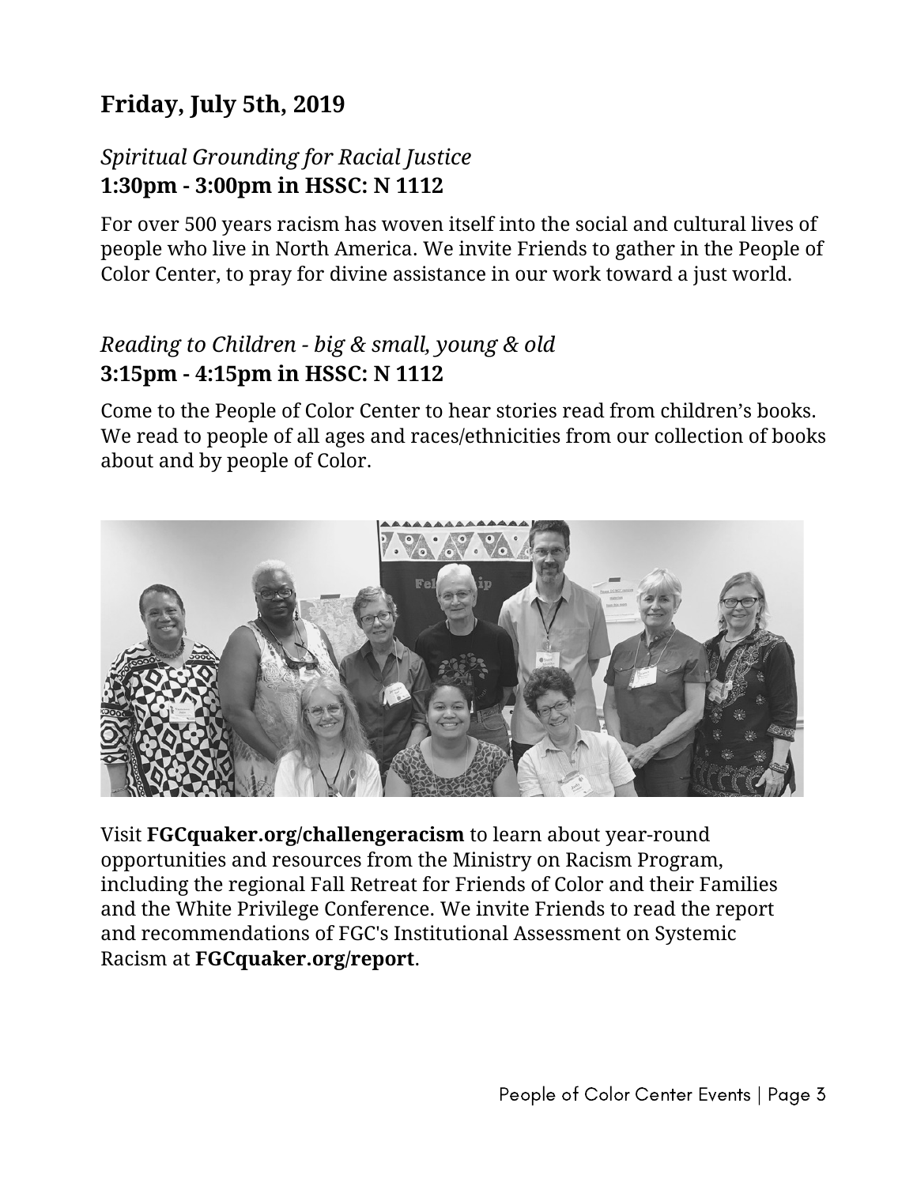## Friday, July 5th, 2019

### *Spiritual Grounding for Racial Justice*
**1:30pm - 3:00pm in HSSC: N 1112**

For over 500 years racism has woven itself into the social and cultural lives of people who live in North America. We invite Friends to gather in the People of Color Center, to pray for divine assistance in our work toward a just world.

### *Reading to Children - big & small, young & old*
**3:15pm - 4:15pm in HSSC: N 1112**

Come to the People of Color Center to hear stories read from children's books. We read to people of all ages and races/ethnicities from our collection of books about and by people of Color.

Visit **FGCquaker.org/challengeracism** to learn about year-round opportunities and resources from the Ministry on Racism Program, including the regional Fall Retreat for Friends of Color and their Families and the White Privilege Conference. We invite Friends to read the report and recommendations of FGC's Institutional Assessment on Systemic Racism at **FGCquaker.org/report**.